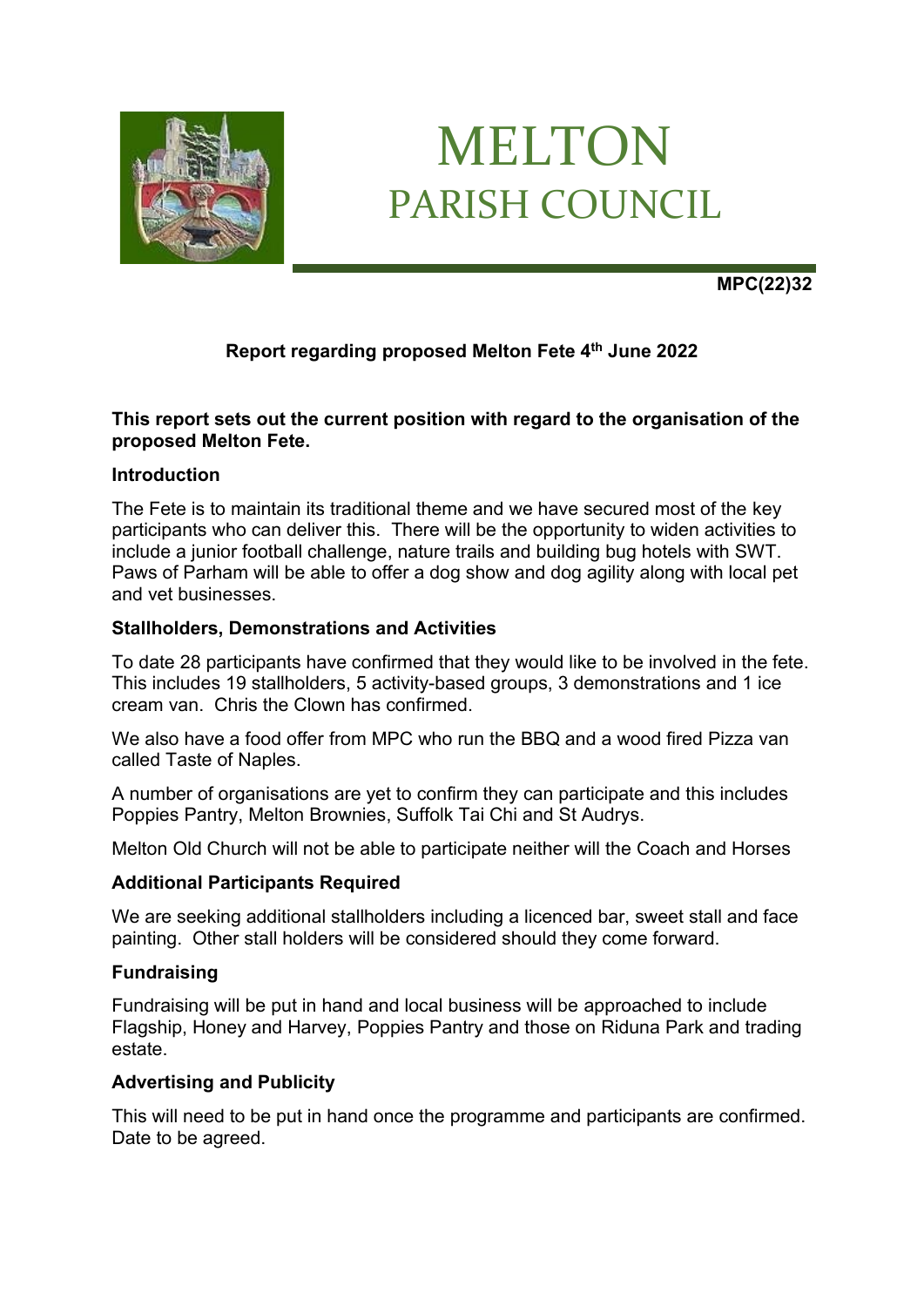# MELTON
## PARISH COUNCIL

**MPC(22)32**

**Report regarding proposed Melton Fete 4th June 2022**

**This report sets out the current position with regard to the organisation of the proposed Melton Fete.**

**Introduction**

The Fete is to maintain its traditional theme and we have secured most of the key participants who can deliver this. There will be the opportunity to widen activities to include a junior football challenge, nature trails and building bug hotels with SWT. Paws of Parham will be able to offer a dog show and dog agility along with local pet and vet businesses.

**Stallholders, Demonstrations and Activities**

To date 28 participants have confirmed that they would like to be involved in the fete. This includes 19 stallholders, 5 activity-based groups, 3 demonstrations and 1 ice cream van. Chris the Clown has confirmed.

We also have a food offer from MPC who run the BBQ and a wood fired Pizza van called Taste of Naples.

A number of organisations are yet to confirm they can participate and this includes Poppies Pantry, Melton Brownies, Suffolk Tai Chi and St Audrys.

Melton Old Church will not be able to participate neither will the Coach and Horses

**Additional Participants Required**

We are seeking additional stallholders including a licenced bar, sweet stall and face painting. Other stall holders will be considered should they come forward.

**Fundraising**

Fundraising will be put in hand and local business will be approached to include Flagship, Honey and Harvey, Poppies Pantry and those on Riduna Park and trading estate.

**Advertising and Publicity**

This will need to be put in hand once the programme and participants are confirmed. Date to be agreed.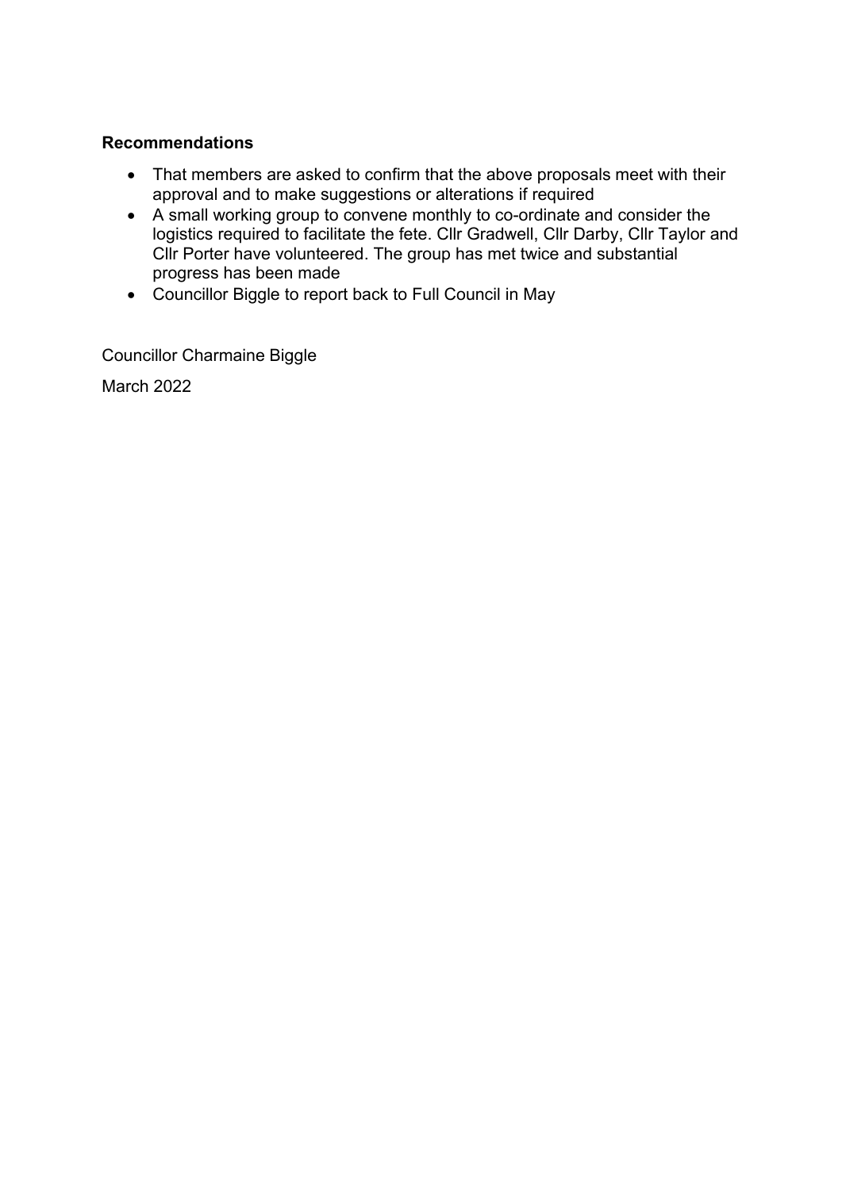**Recommendations**

- That members are asked to confirm that the above proposals meet with their approval and to make suggestions or alterations if required
- A small working group to convene monthly to co-ordinate and consider the logistics required to facilitate the fete. Cllr Gradwell, Cllr Darby, Cllr Taylor and Cllr Porter have volunteered. The group has met twice and substantial progress has been made
- Councillor Biggle to report back to Full Council in May

Councillor Charmaine Biggle

March 2022